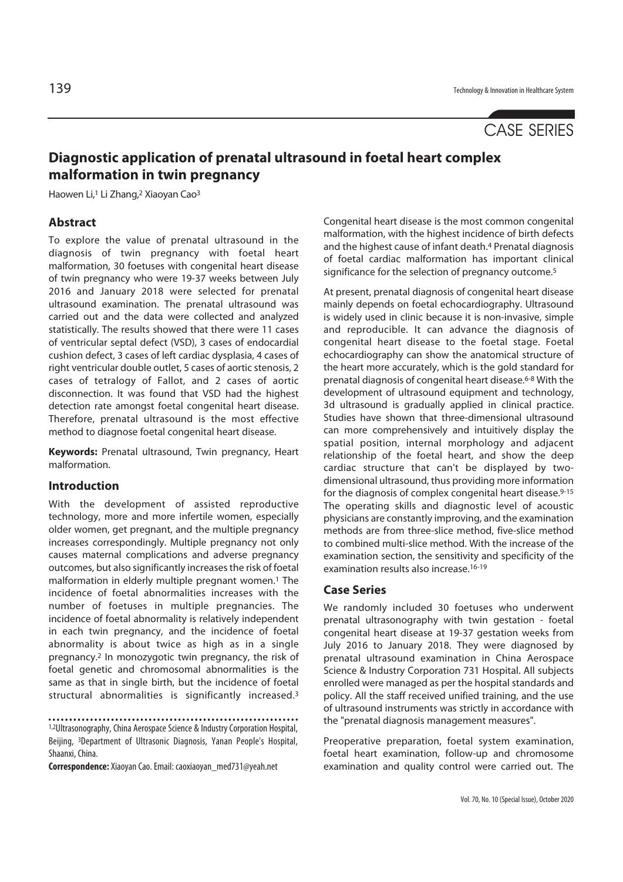CASE SERIES

# Diagnostic application of prenatal ultrasound in foetal heart complex malformation in twin pregnancy

Haowen Li,[1] Li Zhang,[2] Xiaoyan Cao[3]

## Abstract

To explore the value of prenatal ultrasound in the diagnosis of twin pregnancy with foetal heart malformation, 30 foetuses with congenital heart disease of twin pregnancy who were 19-37 weeks between July 2016 and January 2018 were selected for prenatal ultrasound examination. The prenatal ultrasound was carried out and the data were collected and analyzed statistically. The results showed that there were 11 cases of ventricular septal defect (VSD), 3 cases of endocardial cushion defect, 3 cases of left cardiac dysplasia, 4 cases of right ventricular double outlet, 5 cases of aortic stenosis, 2 cases of tetralogy of Fallot, and 2 cases of aortic disconnection. It was found that VSD had the highest detection rate amongst foetal congenital heart disease. Therefore, prenatal ultrasound is the most effective method to diagnose foetal congenital heart disease.

**Keywords:** Prenatal ultrasound, Twin pregnancy, Heart malformation.

## Introduction

With the development of assisted reproductive technology, more and more infertile women, especially older women, get pregnant, and the multiple pregnancy increases correspondingly. Multiple pregnancy not only causes maternal complications and adverse pregnancy outcomes, but also significantly increases the risk of foetal malformation in elderly multiple pregnant women.[1] The incidence of foetal abnormalities increases with the number of foetuses in multiple pregnancies. The incidence of foetal abnormality is relatively independent in each twin pregnancy, and the incidence of foetal abnormality is about twice as high as in a single pregnancy.[2] In monozygotic twin pregnancy, the risk of foetal genetic and chromosomal abnormalities is the same as that in single birth, but the incidence of foetal structural abnormalities is significantly increased.[3]

Congenital heart disease is the most common congenital malformation, with the highest incidence of birth defects and the highest cause of infant death.[4] Prenatal diagnosis of foetal cardiac malformation has important clinical significance for the selection of pregnancy outcome.[5]

At present, prenatal diagnosis of congenital heart disease mainly depends on foetal echocardiography. Ultrasound is widely used in clinic because it is non-invasive, simple and reproducible. It can advance the diagnosis of congenital heart disease to the foetal stage. Foetal echocardiography can show the anatomical structure of the heart more accurately, which is the gold standard for prenatal diagnosis of congenital heart disease.[6-8] With the development of ultrasound equipment and technology, 3d ultrasound is gradually applied in clinical practice. Studies have shown that three-dimensional ultrasound can more comprehensively and intuitively display the spatial position, internal morphology and adjacent relationship of the foetal heart, and show the deep cardiac structure that can't be displayed by two-dimensional ultrasound, thus providing more information for the diagnosis of complex congenital heart disease.[9-15] The operating skills and diagnostic level of acoustic physicians are constantly improving, and the examination methods are from three-slice method, five-slice method to combined multi-slice method. With the increase of the examination section, the sensitivity and specificity of the examination results also increase.[16-19]

## Case Series

We randomly included 30 foetuses who underwent prenatal ultrasonography with twin gestation - foetal congenital heart disease at 19-37 gestation weeks from July 2016 to January 2018. They were diagnosed by prenatal ultrasound examination in China Aerospace Science & Industry Corporation 731 Hospital. All subjects enrolled were managed as per the hospital standards and policy. All the staff received unified training, and the use of ultrasound instruments was strictly in accordance with the "prenatal diagnosis management measures".

Preoperative preparation, foetal system examination, foetal heart examination, follow-up and chromosome examination and quality control were carried out. The

[1,2]Ultrasonography, China Aerospace Science & Industry Corporation Hospital, Beijing, [3]Department of Ultrasonic Diagnosis, Yanan People's Hospital, Shaanxi, China.

**Correspondence:** Xiaoyan Cao. Email: caoxiaoyan_med731@yeah.net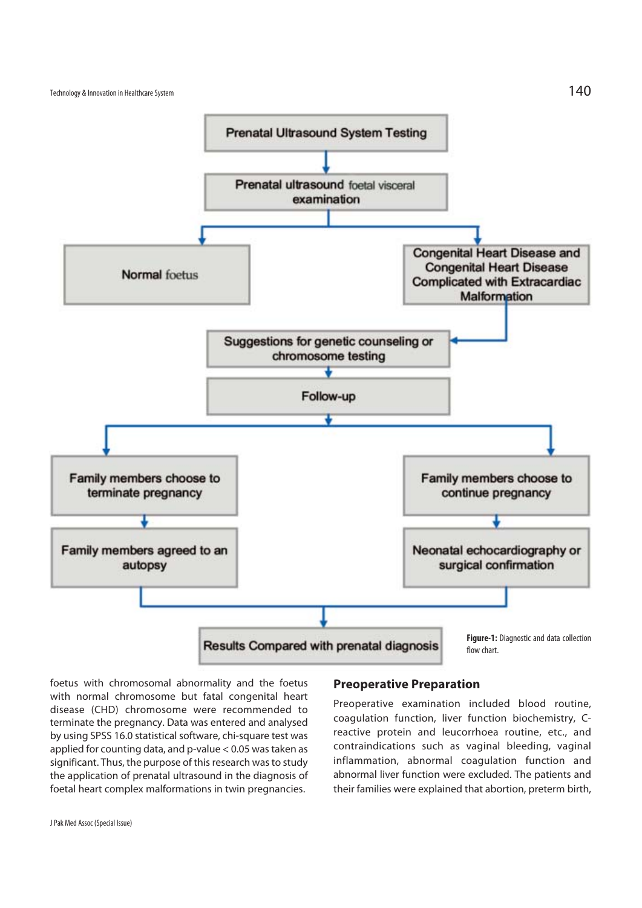Prenatal Ultrasound System Testing

Prenatal ultrasound foetal visceral examination

Normal foetus

Congenital Heart Disease and Congenital Heart Disease Complicated with Extracardiac Malformation

Suggestions for genetic counseling or chromosome testing

Follow-up

Family members choose to terminate pregnancy

Family members choose to continue pregnancy

Family members agreed to an autopsy

Neonatal echocardiography or surgical confirmation

Results Compared with prenatal diagnosis

**Figure-1:** Diagnostic and data collection flow chart.

foetus with chromosomal abnormality and the foetus with normal chromosome but fatal congenital heart disease (CHD) chromosome were recommended to terminate the pregnancy. Data was entered and analysed by using SPSS 16.0 statistical software, chi-square test was applied for counting data, and p-value < 0.05 was taken as significant. Thus, the purpose of this research was to study the application of prenatal ultrasound in the diagnosis of foetal heart complex malformations in twin pregnancies.

## Preoperative Preparation

Preoperative examination included blood routine, coagulation function, liver function biochemistry, C-reactive protein and leucorrhoea routine, etc., and contraindications such as vaginal bleeding, vaginal inflammation, abnormal coagulation function and abnormal liver function were excluded. The patients and their families were explained that abortion, preterm birth,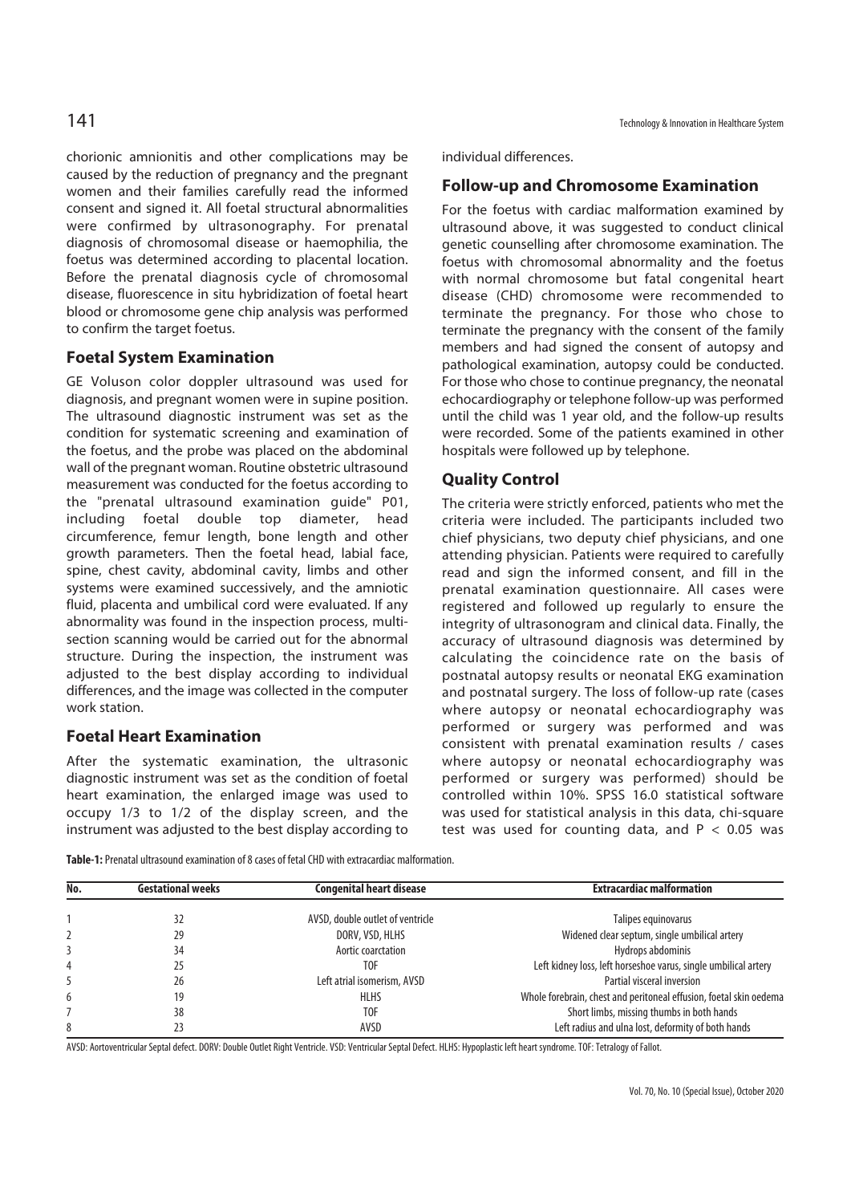chorionic amnionitis and other complications may be caused by the reduction of pregnancy and the pregnant women and their families carefully read the informed consent and signed it. All foetal structural abnormalities were confirmed by ultrasonography. For prenatal diagnosis of chromosomal disease or haemophilia, the foetus was determined according to placental location. Before the prenatal diagnosis cycle of chromosomal disease, fluorescence in situ hybridization of foetal heart blood or chromosome gene chip analysis was performed to confirm the target foetus.

## Foetal System Examination

GE Voluson color doppler ultrasound was used for diagnosis, and pregnant women were in supine position. The ultrasound diagnostic instrument was set as the condition for systematic screening and examination of the foetus, and the probe was placed on the abdominal wall of the pregnant woman. Routine obstetric ultrasound measurement was conducted for the foetus according to the "prenatal ultrasound examination guide" P01, including foetal double top diameter, head circumference, femur length, bone length and other growth parameters. Then the foetal head, labial face, spine, chest cavity, abdominal cavity, limbs and other systems were examined successively, and the amniotic fluid, placenta and umbilical cord were evaluated. If any abnormality was found in the inspection process, multi-section scanning would be carried out for the abnormal structure. During the inspection, the instrument was adjusted to the best display according to individual differences, and the image was collected in the computer work station.

## Foetal Heart Examination

After the systematic examination, the ultrasonic diagnostic instrument was set as the condition of foetal heart examination, the enlarged image was used to occupy 1/3 to 1/2 of the display screen, and the instrument was adjusted to the best display according to individual differences.

## Follow-up and Chromosome Examination

For the foetus with cardiac malformation examined by ultrasound above, it was suggested to conduct clinical genetic counselling after chromosome examination. The foetus with chromosomal abnormality and the foetus with normal chromosome but fatal congenital heart disease (CHD) chromosome were recommended to terminate the pregnancy. For those who chose to terminate the pregnancy with the consent of the family members and had signed the consent of autopsy and pathological examination, autopsy could be conducted. For those who chose to continue pregnancy, the neonatal echocardiography or telephone follow-up was performed until the child was 1 year old, and the follow-up results were recorded. Some of the patients examined in other hospitals were followed up by telephone.

## Quality Control

The criteria were strictly enforced, patients who met the criteria were included. The participants included two chief physicians, two deputy chief physicians, and one attending physician. Patients were required to carefully read and sign the informed consent, and fill in the prenatal examination questionnaire. All cases were registered and followed up regularly to ensure the integrity of ultrasonogram and clinical data. Finally, the accuracy of ultrasound diagnosis was determined by calculating the coincidence rate on the basis of postnatal autopsy results or neonatal EKG examination and postnatal surgery. The loss of follow-up rate (cases where autopsy or neonatal echocardiography was performed or surgery was performed and was consistent with prenatal examination results / cases where autopsy or neonatal echocardiography was performed or surgery was performed) should be controlled within 10%. SPSS 16.0 statistical software was used for statistical analysis in this data, chi-square test was used for counting data, and $P < 0.05$ was

**Table-1:** Prenatal ultrasound examination of 8 cases of fetal CHD with extracardiac malformation.

| No. | Gestational weeks | Congenital heart disease | Extracardiac malformation |
|---|---|---|---|
| 1 | 32 | AVSD, double outlet of ventricle | Talipes equinovarus |
| 2 | 29 | DORV, VSD, HLHS | Widened clear septum, single umbilical artery |
| 3 | 34 | Aortic coarctation | Hydrops abdominis |
| 4 | 25 | TOF | Left kidney loss, left horseshoe varus, single umbilical artery |
| 5 | 26 | Left atrial isomerism, AVSD | Partial visceral inversion |
| 6 | 19 | HLHS | Whole forebrain, chest and peritoneal effusion, foetal skin oedema |
| 7 | 38 | TOF | Short limbs, missing thumbs on both hands |
| 8 | 23 | AVSD | Left radius and ulna lost, deformity of both hands |

AVSD: Aortoventricular Septal defect. DORV: Double Outlet Right Ventricle. VSD: Ventricular Septal Defect. HLHS: Hypoplastic left heart syndrome. TOF: Tetralogy of Fallot.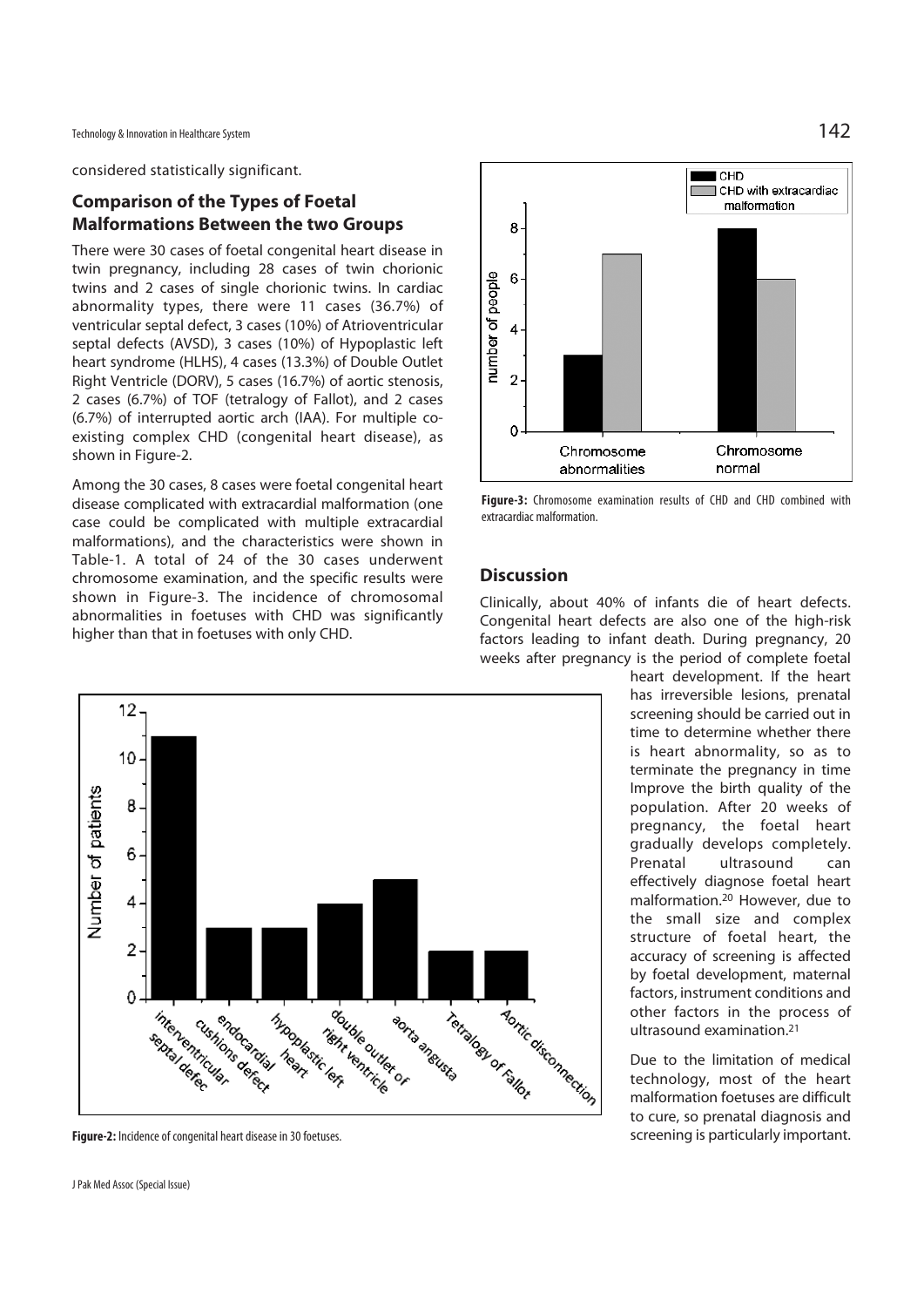considered statistically significant.

## Comparison of the Types of Foetal Malformations Between the two Groups

There were 30 cases of foetal congenital heart disease in twin pregnancy, including 28 cases of twin chorionic twins and 2 cases of single chorionic twins. In cardiac abnormality types, there were 11 cases (36.7%) of ventricular septal defect, 3 cases (10%) of Atrioventricular septal defects (AVSD), 3 cases (10%) of Hypoplastic left heart syndrome (HLHS), 4 cases (13.3%) of Double Outlet Right Ventricle (DORV), 5 cases (16.7%) of aortic stenosis, 2 cases (6.7%) of TOF (tetralogy of Fallot), and 2 cases (6.7%) of interrupted aortic arch (IAA). For multiple co-existing complex CHD (congenital heart disease), as shown in Figure-2.

Among the 30 cases, 8 cases were foetal congenital heart disease complicated with extracardial malformation (one case could be complicated with multiple extracardial malformations), and the characteristics were shown in Table-1. A total of 24 of the 30 cases underwent chromosome examination, and the specific results were shown in Figure-3. The incidence of chromosomal abnormalities in foetuses with CHD was significantly higher than that in foetuses with only CHD.

**Figure-2:** Incidence of congenital heart disease in 30 foetuses.

**Figure-3:** Chromosome examination results of CHD and CHD combined with extracardiac malformation.

## Discussion

Clinically, about 40% of infants die of heart defects. Congenital heart defects are also one of the high-risk factors leading to infant death. During pregnancy, 20 weeks after pregnancy is the period of complete foetal heart development. If the heart has irreversible lesions, prenatal screening should be carried out in time to determine whether there is heart abnormality, so as to terminate the pregnancy in time Improve the birth quality of the population. After 20 weeks of pregnancy, the foetal heart gradually develops completely. Prenatal ultrasound can effectively diagnose foetal heart malformation.[20] However, due to the small size and complex structure of foetal heart, the accuracy of screening is affected by foetal development, maternal factors, instrument conditions and other factors in the process of ultrasound examination.[21]

Due to the limitation of medical technology, most of the heart malformation foetuses are difficult to cure, so prenatal diagnosis and screening is particularly important.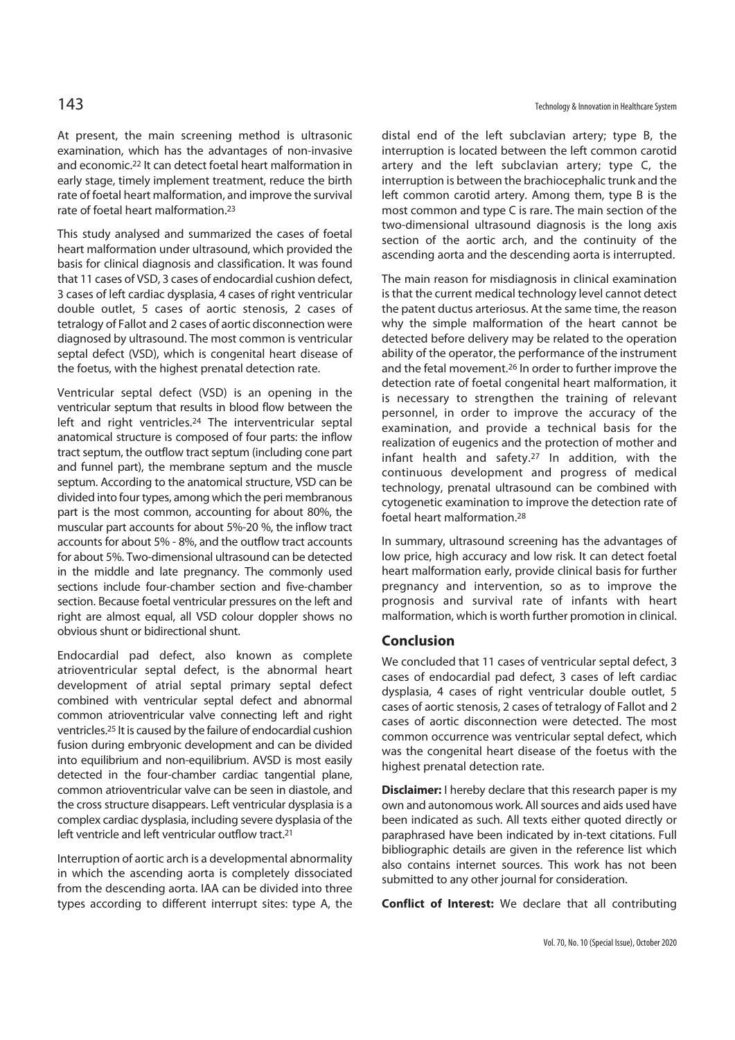At present, the main screening method is ultrasonic examination, which has the advantages of non-invasive and economic.[22] It can detect foetal heart malformation in early stage, timely implement treatment, reduce the birth rate of foetal heart malformation, and improve the survival rate of foetal heart malformation.[23]

This study analysed and summarized the cases of foetal heart malformation under ultrasound, which provided the basis for clinical diagnosis and classification. It was found that 11 cases of VSD, 3 cases of endocardial cushion defect, 3 cases of left cardiac dysplasia, 4 cases of right ventricular double outlet, 5 cases of aortic stenosis, 2 cases of tetralogy of Fallot and 2 cases of aortic disconnection were diagnosed by ultrasound. The most common is ventricular septal defect (VSD), which is congenital heart disease of the foetus, with the highest prenatal detection rate.

Ventricular septal defect (VSD) is an opening in the ventricular septum that results in blood flow between the left and right ventricles.[24] The interventricular septal anatomical structure is composed of four parts: the inflow tract septum, the outflow tract septum (including cone part and funnel part), the membrane septum and the muscle septum. According to the anatomical structure, VSD can be divided into four types, among which the peri membranous part is the most common, accounting for about 80%, the muscular part accounts for about 5%-20 %, the inflow tract accounts for about 5% - 8%, and the outflow tract accounts for about 5%. Two-dimensional ultrasound can be detected in the middle and late pregnancy. The commonly used sections include four-chamber section and five-chamber section. Because foetal ventricular pressures on the left and right are almost equal, all VSD colour doppler shows no obvious shunt or bidirectional shunt.

Endocardial pad defect, also known as complete atrioventricular septal defect, is the abnormal heart development of atrial septal primary septal defect combined with ventricular septal defect and abnormal common atrioventricular valve connecting left and right ventricles.[25] It is caused by the failure of endocardial cushion fusion during embryonic development and can be divided into equilibrium and non-equilibrium. AVSD is most easily detected in the four-chamber cardiac tangential plane, common atrioventricular valve can be seen in diastole, and the cross structure disappears. Left ventricular dysplasia is a complex cardiac dysplasia, including severe dysplasia of the left ventricle and left ventricular outflow tract.[21]

Interruption of aortic arch is a developmental abnormality in which the ascending aorta is completely dissociated from the descending aorta. IAA can be divided into three types according to different interrupt sites: type A, the distal end of the left subclavian artery; type B, the interruption is located between the left common carotid artery and the left subclavian artery; type C, the interruption is between the brachiocephalic trunk and the left common carotid artery. Among them, type B is the most common and type C is rare. The main section of the two-dimensional ultrasound diagnosis is the long axis section of the aortic arch, and the continuity of the ascending aorta and the descending aorta is interrupted.

The main reason for misdiagnosis in clinical examination is that the current medical technology level cannot detect the patent ductus arteriosus. At the same time, the reason why the simple malformation of the heart cannot be detected before delivery may be related to the operation ability of the operator, the performance of the instrument and the fetal movement.[26] In order to further improve the detection rate of foetal congenital heart malformation, it is necessary to strengthen the training of relevant personnel, in order to improve the accuracy of the examination, and provide a technical basis for the realization of eugenics and the protection of mother and infant health and safety.[27] In addition, with the continuous development and progress of medical technology, prenatal ultrasound can be combined with cytogenetic examination to improve the detection rate of foetal heart malformation.[28]

In summary, ultrasound screening has the advantages of low price, high accuracy and low risk. It can detect foetal heart malformation early, provide clinical basis for further pregnancy and intervention, so as to improve the prognosis and survival rate of infants with heart malformation, which is worth further promotion in clinical.

## Conclusion

We concluded that 11 cases of ventricular septal defect, 3 cases of endocardial pad defect, 3 cases of left cardiac dysplasia, 4 cases of right ventricular double outlet, 5 cases of aortic stenosis, 2 cases of tetralogy of Fallot and 2 cases of aortic disconnection were detected. The most common occurrence was ventricular septal defect, which was the congenital heart disease of the foetus with the highest prenatal detection rate.

**Disclaimer:** I hereby declare that this research paper is my own and autonomous work. All sources and aids used have been indicated as such. All texts either quoted directly or paraphrased have been indicated by in-text citations. Full bibliographic details are given in the reference list which also contains internet sources. This work has not been submitted to any other journal for consideration.

**Conflict of Interest:** We declare that all contributing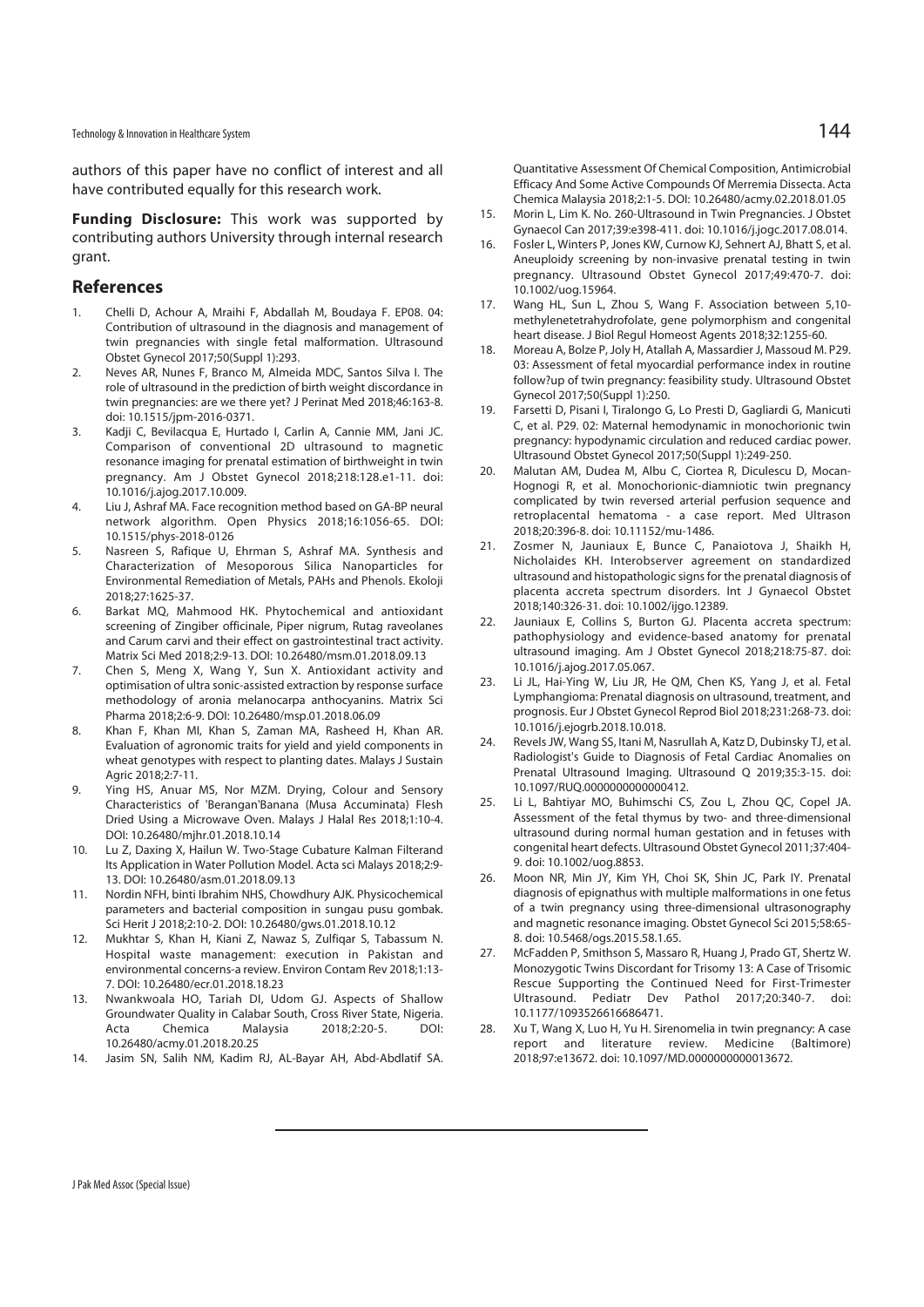authors of this paper have no conflict of interest and all have contributed equally for this research work.

**Funding Disclosure:** This work was supported by contributing authors University through internal research grant.

## References

1. Chelli D, Achour A, Mraihi F, Abdallah M, Boudaya F. EP08. 04: Contribution of ultrasound in the diagnosis and management of twin pregnancies with single fetal malformation. Ultrasound Obstet Gynecol 2017;50(Suppl 1):293.
2. Neves AR, Nunes F, Branco M, Almeida MDC, Santos Silva I. The role of ultrasound in the prediction of birth weight discordance in twin pregnancies: are we there yet? J Perinat Med 2018;46:163-8. doi: 10.1515/jpm-2016-0371.
3. Kadji C, Bevilacqua E, Hurtado I, Carlin A, Cannie MM, Jani JC. Comparison of conventional 2D ultrasound to magnetic resonance imaging for prenatal estimation of birthweight in twin pregnancy. Am J Obstet Gynecol 2018;218:128.e1-11. doi: 10.1016/j.ajog.2017.10.009.
4. Liu J, Ashraf MA. Face recognition method based on GA-BP neural network algorithm. Open Physics 2018;16:1056-65. DOI: 10.1515/phys-2018-0126
5. Nasreen S, Rafique U, Ehrman S, Ashraf MA. Synthesis and Characterization of Mesoporous Silica Nanoparticles for Environmental Remediation of Metals, PAHs and Phenols. Ekoloji 2018;27:1625-37.
6. Barkat MQ, Mahmood HK. Phytochemical and antioxidant screening of Zingiber officinale, Piper nigrum, Rutag raveolanes and Carum carvi and their effect on gastrointestinal tract activity. Matrix Sci Med 2018;2:9-13. DOI: 10.26480/msm.01.2018.09.13
7. Chen S, Meng X, Wang Y, Sun X. Antioxidant activity and optimisation of ultra sonic-assisted extraction by response surface methodology of aronia melanocarpa anthocyanins. Matrix Sci Pharma 2018;2:6-9. DOI: 10.26480/msp.01.2018.06.09
8. Khan F, Khan MI, Khan S, Zaman MA, Rasheed H, Khan AR. Evaluation of agronomic traits for yield and yield components in wheat genotypes with respect to planting dates. Malays J Sustain Agric 2018;2:7-11.
9. Ying HS, Anuar MS, Nor MZM. Drying, Colour and Sensory Characteristics of 'Berangan'Banana (Musa Accuminata) Flesh Dried Using a Microwave Oven. Malays J Halal Res 2018;1:10-4. DOI: 10.26480/mjhr.01.2018.10.14
10. Lu Z, Daxing X, Hailun W. Two-Stage Cubature Kalman Filterand Its Application in Water Pollution Model. Acta sci Malays 2018;2:9-13. DOI: 10.26480/asm.01.2018.09.13
11. Nordin NFH, binti Ibrahim NHS, Chowdhury AJK. Physicochemical parameters and bacterial composition in sungau pusu gombak. Sci Herit J 2018;2:10-2. DOI: 10.26480/gws.01.2018.10.12
12. Mukhtar S, Khan H, Kiani Z, Nawaz S, Zulfiqar S, Tabassum N. Hospital waste management: execution in Pakistan and environmental concerns-a review. Environ Contam Rev 2018;1:13-7. DOI: 10.26480/ecr.01.2018.18.23
13. Nwankwoala HO, Tariah DI, Udom GJ. Aspects of Shallow Groundwater Quality in Calabar South, Cross River State, Nigeria. Acta Chemica Malaysia 2018;2:20-5. DOI: 10.26480/acmy.01.2018.20.25
14. Jasim SN, Salih NM, Kadim RJ, AL-Bayar AH, Abd-Abdlatif SA. Quantitative Assessment Of Chemical Composition, Antimicrobial Efficacy And Some Active Compounds Of Merremia Dissecta. Acta Chemica Malaysia 2018;2:1-5. DOI: 10.26480/acmy.02.2018.01.05
15. Morin L, Lim K. No. 260-Ultrasound in Twin Pregnancies. J Obstet Gynaecol Can 2017;39:e398-411. doi: 10.1016/j.jogc.2017.08.014.
16. Fosler L, Winters P, Jones KW, Curnow KJ, Sehnert AJ, Bhatt S, et al. Aneuploidy screening by non-invasive prenatal testing in twin pregnancy. Ultrasound Obstet Gynecol 2017;49:470-7. doi: 10.1002/uog.15964.
17. Wang HL, Sun L, Zhou S, Wang F. Association between 5,10-methylenetetrahydrofolate, gene polymorphism and congenital heart disease. J Biol Regul Homeost Agents 2018;32:1255-60.
18. Moreau A, Bolze P, Joly H, Atallah A, Massardier J, Massoud M. P29. 03: Assessment of fetal myocardial performance index in routine follow?up of twin pregnancy: feasibility study. Ultrasound Obstet Gynecol 2017;50(Suppl 1):250.
19. Farsetti D, Pisani I, Tiralongo G, Lo Presti D, Gagliardi G, Manicuti C, et al. P29. 02: Maternal hemodynamic in monochorionic twin pregnancy: hypodynamic circulation and reduced cardiac power. Ultrasound Obstet Gynecol 2017;50(Suppl 1):249-250.
20. Malutan AM, Dudea M, Albu C, Ciortea R, Diculescu D, Mocan-Hognogi R, et al. Monochorionic-diamniotic twin pregnancy complicated by twin reversed arterial perfusion sequence and retroplacental hematoma - a case report. Med Ultrason 2018;20:396-8. doi: 10.11152/mu-1486.
21. Zosmer N, Jauniaux E, Bunce C, Panaiotova J, Shaikh H, Nicholaides KH. Interobserver agreement on standardized ultrasound and histopathologic signs for the prenatal diagnosis of placenta accreta spectrum disorders. Int J Gynaecol Obstet 2018;140:326-31. doi: 10.1002/ijgo.12389.
22. Jauniaux E, Collins S, Burton GJ. Placenta accreta spectrum: pathophysiology and evidence-based anatomy for prenatal ultrasound imaging. Am J Obstet Gynecol 2018;218:75-87. doi: 10.1016/j.ajog.2017.05.067.
23. Li JL, Hai-Ying W, Liu JR, He QM, Chen KS, Yang J, et al. Fetal Lymphangioma: Prenatal diagnosis on ultrasound, treatment, and prognosis. Eur J Obstet Gynecol Reprod Biol 2018;231:268-73. doi: 10.1016/j.ejogrb.2018.10.018.
24. Revels JW, Wang SS, Itani M, Nasrullah A, Katz D, Dubinsky TJ, et al. Radiologist's Guide to Diagnosis of Fetal Cardiac Anomalies on Prenatal Ultrasound Imaging. Ultrasound Q 2019;35:3-15. doi: 10.1097/RUQ.0000000000000412.
25. Li L, Bahtiyar MO, Buhimschi CS, Zou L, Zhou QC, Copel JA. Assessment of the fetal thymus by two- and three-dimensional ultrasound during normal human gestation and in fetuses with congenital heart defects. Ultrasound Obstet Gynecol 2011;37:404-9. doi: 10.1002/uog.8853.
26. Moon NR, Min JY, Kim YH, Choi SK, Shin JC, Park IY. Prenatal diagnosis of epignathus with multiple malformations in one fetus of a twin pregnancy using three-dimensional ultrasonography and magnetic resonance imaging. Obstet Gynecol Sci 2015;58:65-8. doi: 10.5468/ogs.2015.58.1.65.
27. McFadden P, Smithson S, Massaro R, Huang J, Prado GT, Shertz W. Monozygotic Twins Discordant for Trisomy 13: A Case of Trisomic Rescue Supporting the Continued Need for First-Trimester Ultrasound. Pediatr Dev Pathol 2017;20:340-7. doi: 10.1177/1093526616686471.
28. Xu T, Wang X, Luo H, Yu H. Sirenomelia in twin pregnancy: A case report and literature review. Medicine (Baltimore) 2018;97:e13672. doi: 10.1097/MD.0000000000013672.